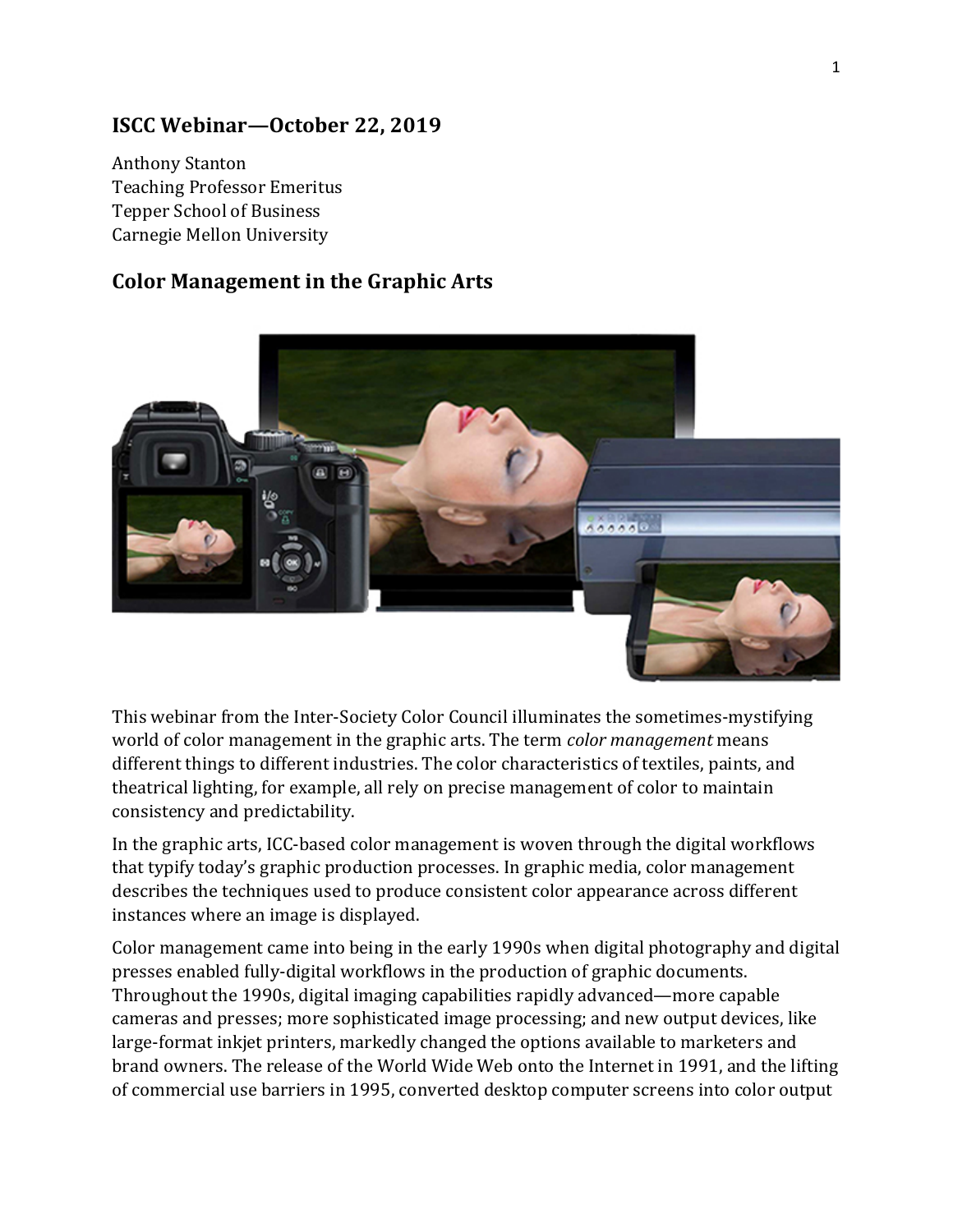## ISCC Webinar—October 22, 2019

Anthony Stanton
Teaching Professor Emeritus
Tepper School of Business
Carnegie Mellon University

## Color Management in the Graphic Arts

This webinar from the Inter-Society Color Council illuminates the sometimes-mystifying world of color management in the graphic arts. The term *color management* means different things to different industries. The color characteristics of textiles, paints, and theatrical lighting, for example, all rely on precise management of color to maintain consistency and predictability.

In the graphic arts, ICC-based color management is woven through the digital workflows that typify today's graphic production processes. In graphic media, color management describes the techniques used to produce consistent color appearance across different instances where an image is displayed.

Color management came into being in the early 1990s when digital photography and digital presses enabled fully-digital workflows in the production of graphic documents. Throughout the 1990s, digital imaging capabilities rapidly advanced—more capable cameras and presses; more sophisticated image processing; and new output devices, like large-format inkjet printers, markedly changed the options available to marketers and brand owners. The release of the World Wide Web onto the Internet in 1991, and the lifting of commercial use barriers in 1995, converted desktop computer screens into color output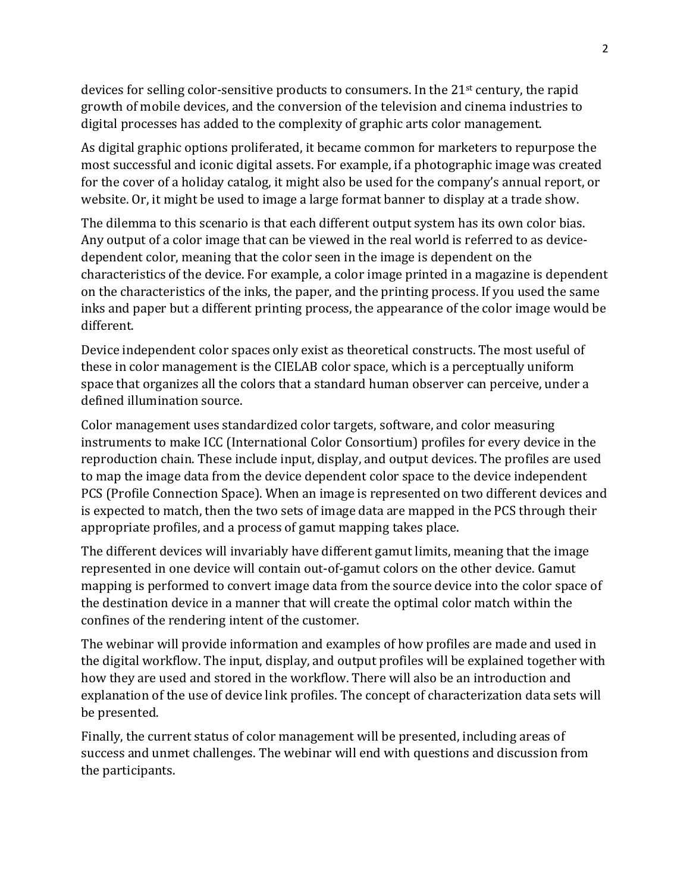devices for selling color-sensitive products to consumers. In the 21st century, the rapid growth of mobile devices, and the conversion of the television and cinema industries to digital processes has added to the complexity of graphic arts color management.

As digital graphic options proliferated, it became common for marketers to repurpose the most successful and iconic digital assets. For example, if a photographic image was created for the cover of a holiday catalog, it might also be used for the company's annual report, or website. Or, it might be used to image a large format banner to display at a trade show.

The dilemma to this scenario is that each different output system has its own color bias. Any output of a color image that can be viewed in the real world is referred to as device-dependent color, meaning that the color seen in the image is dependent on the characteristics of the device. For example, a color image printed in a magazine is dependent on the characteristics of the inks, the paper, and the printing process. If you used the same inks and paper but a different printing process, the appearance of the color image would be different.

Device independent color spaces only exist as theoretical constructs. The most useful of these in color management is the CIELAB color space, which is a perceptually uniform space that organizes all the colors that a standard human observer can perceive, under a defined illumination source.

Color management uses standardized color targets, software, and color measuring instruments to make ICC (International Color Consortium) profiles for every device in the reproduction chain. These include input, display, and output devices. The profiles are used to map the image data from the device dependent color space to the device independent PCS (Profile Connection Space). When an image is represented on two different devices and is expected to match, then the two sets of image data are mapped in the PCS through their appropriate profiles, and a process of gamut mapping takes place.

The different devices will invariably have different gamut limits, meaning that the image represented in one device will contain out-of-gamut colors on the other device. Gamut mapping is performed to convert image data from the source device into the color space of the destination device in a manner that will create the optimal color match within the confines of the rendering intent of the customer.

The webinar will provide information and examples of how profiles are made and used in the digital workflow. The input, display, and output profiles will be explained together with how they are used and stored in the workflow. There will also be an introduction and explanation of the use of device link profiles. The concept of characterization data sets will be presented.

Finally, the current status of color management will be presented, including areas of success and unmet challenges. The webinar will end with questions and discussion from the participants.